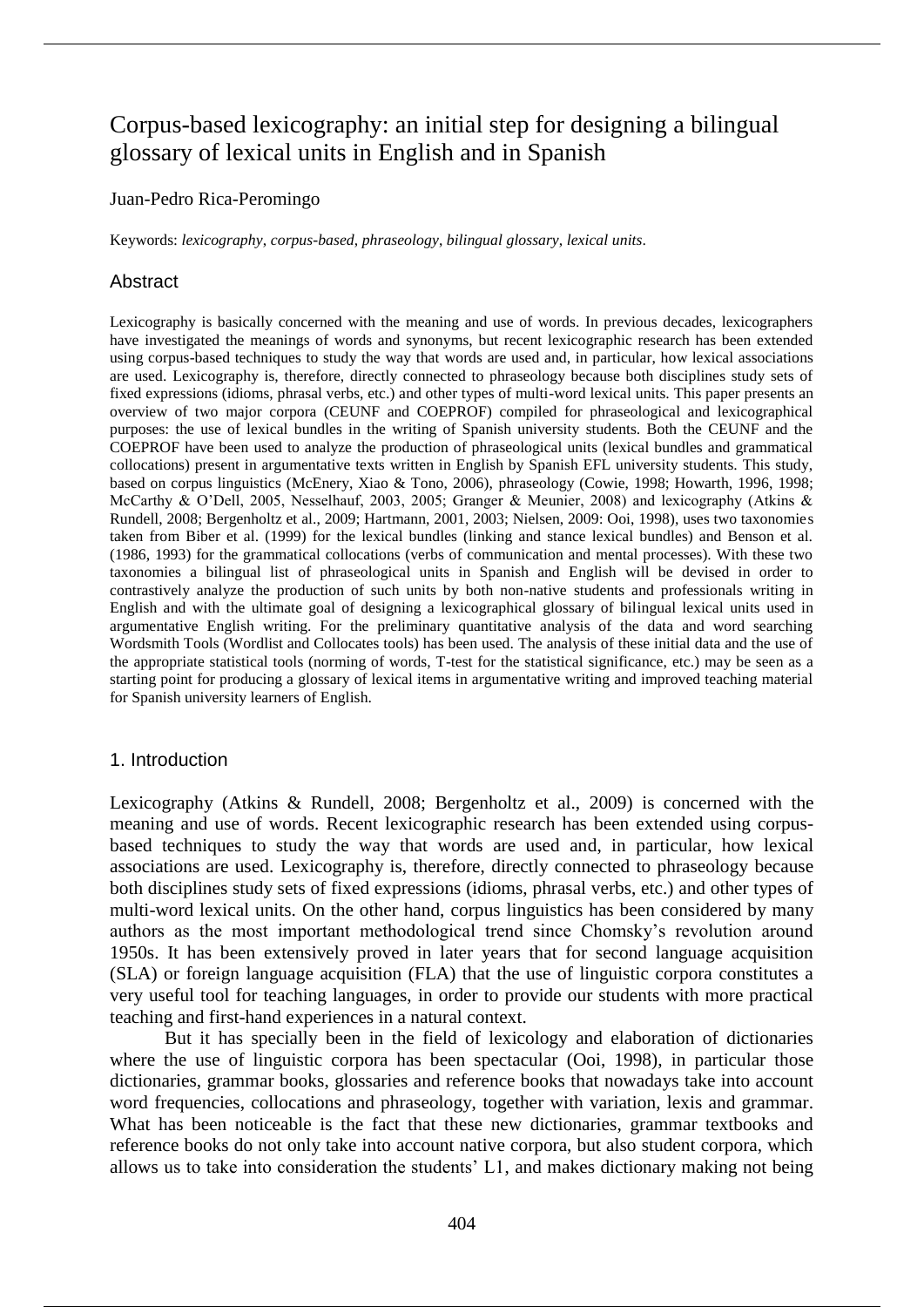# Corpus-based lexicography: an initial step for designing a bilingual glossary of lexical units in English and in Spanish

Juan-Pedro Rica-Peromingo

Keywords: *lexicography*, *corpus-based*, *phraseology*, *bilingual glossary*, *lexical units*.

## Abstract

Lexicography is basically concerned with the meaning and use of words. In previous decades, lexicographers have investigated the meanings of words and synonyms, but recent lexicographic research has been extended using corpus-based techniques to study the way that words are used and, in particular, how lexical associations are used. Lexicography is, therefore, directly connected to phraseology because both disciplines study sets of fixed expressions (idioms, phrasal verbs, etc.) and other types of multi-word lexical units. This paper presents an overview of two major corpora (CEUNF and COEPROF) compiled for phraseological and lexicographical purposes: the use of lexical bundles in the writing of Spanish university students. Both the CEUNF and the COEPROF have been used to analyze the production of phraseological units (lexical bundles and grammatical collocations) present in argumentative texts written in English by Spanish EFL university students. This study, based on corpus linguistics (McEnery, Xiao & Tono, 2006), phraseology (Cowie, 1998; Howarth, 1996, 1998; McCarthy & O'Dell, 2005, Nesselhauf, 2003, 2005; Granger & Meunier, 2008) and lexicography (Atkins & Rundell, 2008; Bergenholtz et al., 2009; Hartmann, 2001, 2003; Nielsen, 2009: Ooi, 1998), uses two taxonomies taken from Biber et al. (1999) for the lexical bundles (linking and stance lexical bundles) and Benson et al. (1986, 1993) for the grammatical collocations (verbs of communication and mental processes). With these two taxonomies a bilingual list of phraseological units in Spanish and English will be devised in order to contrastively analyze the production of such units by both non-native students and professionals writing in English and with the ultimate goal of designing a lexicographical glossary of bilingual lexical units used in argumentative English writing. For the preliminary quantitative analysis of the data and word searching Wordsmith Tools (Wordlist and Collocates tools) has been used. The analysis of these initial data and the use of the appropriate statistical tools (norming of words, T-test for the statistical significance, etc.) may be seen as a starting point for producing a glossary of lexical items in argumentative writing and improved teaching material for Spanish university learners of English.

## 1. Introduction

Lexicography (Atkins & Rundell, 2008; Bergenholtz et al., 2009) is concerned with the meaning and use of words. Recent lexicographic research has been extended using corpus-based techniques to study the way that words are used and, in particular, how lexical associations are used. Lexicography is, therefore, directly connected to phraseology because both disciplines study sets of fixed expressions (idioms, phrasal verbs, etc.) and other types of multi-word lexical units. On the other hand, corpus linguistics has been considered by many authors as the most important methodological trend since Chomsky's revolution around 1950s. It has been extensively proved in later years that for second language acquisition (SLA) or foreign language acquisition (FLA) that the use of linguistic corpora constitutes a very useful tool for teaching languages, in order to provide our students with more practical teaching and first-hand experiences in a natural context.

But it has specially been in the field of lexicology and elaboration of dictionaries where the use of linguistic corpora has been spectacular (Ooi, 1998), in particular those dictionaries, grammar books, glossaries and reference books that nowadays take into account word frequencies, collocations and phraseology, together with variation, lexis and grammar. What has been noticeable is the fact that these new dictionaries, grammar textbooks and reference books do not only take into account native corpora, but also student corpora, which allows us to take into consideration the students' L1, and makes dictionary making not being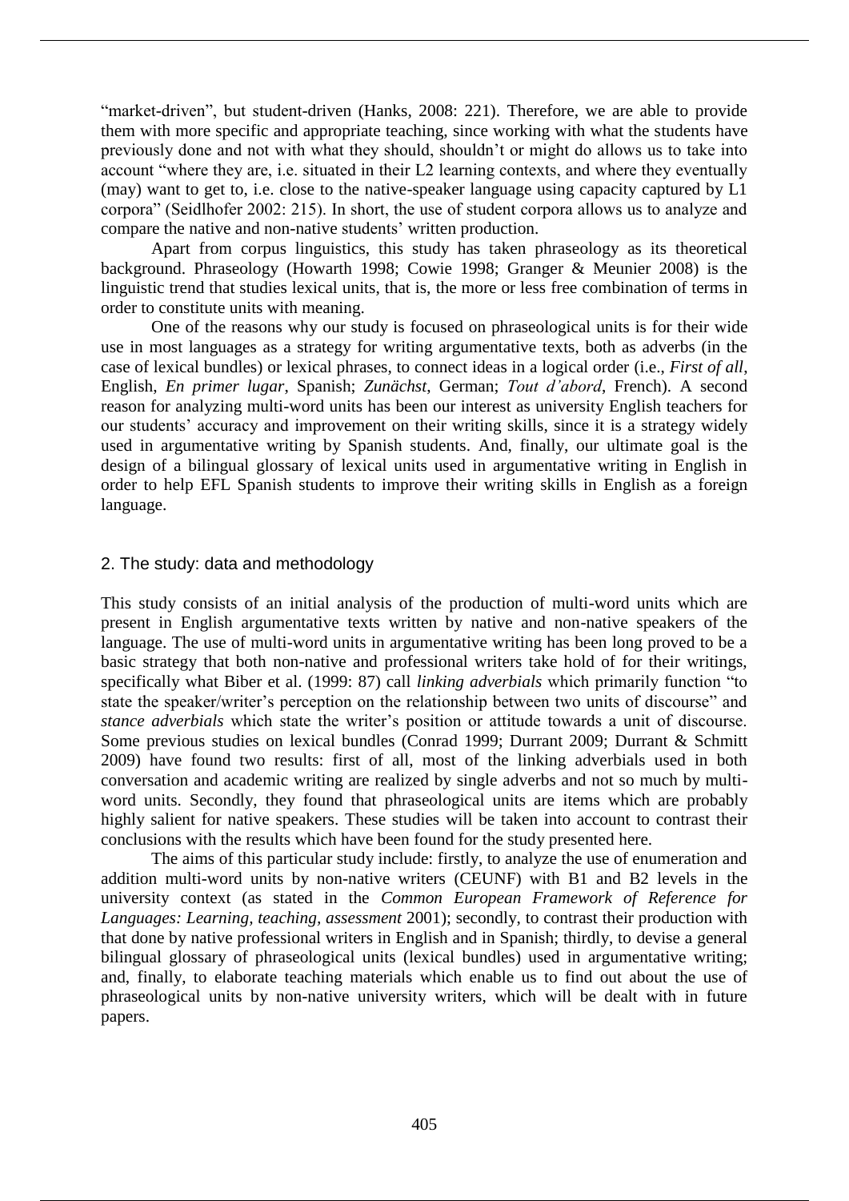"market-driven", but student-driven (Hanks, 2008: 221). Therefore, we are able to provide them with more specific and appropriate teaching, since working with what the students have previously done and not with what they should, shouldn't or might do allows us to take into account "where they are, i.e. situated in their L2 learning contexts, and where they eventually (may) want to get to, i.e. close to the native-speaker language using capacity captured by L1 corpora" (Seidlhofer 2002: 215). In short, the use of student corpora allows us to analyze and compare the native and non-native students' written production.

Apart from corpus linguistics, this study has taken phraseology as its theoretical background. Phraseology (Howarth 1998; Cowie 1998; Granger & Meunier 2008) is the linguistic trend that studies lexical units, that is, the more or less free combination of terms in order to constitute units with meaning.

One of the reasons why our study is focused on phraseological units is for their wide use in most languages as a strategy for writing argumentative texts, both as adverbs (in the case of lexical bundles) or lexical phrases, to connect ideas in a logical order (i.e., *First of all*, English, *En primer lugar*, Spanish; *Zunächst*, German; *Tout d'abord*, French). A second reason for analyzing multi-word units has been our interest as university English teachers for our students' accuracy and improvement on their writing skills, since it is a strategy widely used in argumentative writing by Spanish students. And, finally, our ultimate goal is the design of a bilingual glossary of lexical units used in argumentative writing in English in order to help EFL Spanish students to improve their writing skills in English as a foreign language.

## 2. The study: data and methodology

This study consists of an initial analysis of the production of multi-word units which are present in English argumentative texts written by native and non-native speakers of the language. The use of multi-word units in argumentative writing has been long proved to be a basic strategy that both non-native and professional writers take hold of for their writings, specifically what Biber et al. (1999: 87) call *linking adverbials* which primarily function "to state the speaker/writer's perception on the relationship between two units of discourse" and *stance adverbials* which state the writer's position or attitude towards a unit of discourse. Some previous studies on lexical bundles (Conrad 1999; Durrant 2009; Durrant & Schmitt 2009) have found two results: first of all, most of the linking adverbials used in both conversation and academic writing are realized by single adverbs and not so much by multi-word units. Secondly, they found that phraseological units are items which are probably highly salient for native speakers. These studies will be taken into account to contrast their conclusions with the results which have been found for the study presented here.

The aims of this particular study include: firstly, to analyze the use of enumeration and addition multi-word units by non-native writers (CEUNF) with B1 and B2 levels in the university context (as stated in the *Common European Framework of Reference for Languages: Learning, teaching, assessment* 2001); secondly, to contrast their production with that done by native professional writers in English and in Spanish; thirdly, to devise a general bilingual glossary of phraseological units (lexical bundles) used in argumentative writing; and, finally, to elaborate teaching materials which enable us to find out about the use of phraseological units by non-native university writers, which will be dealt with in future papers.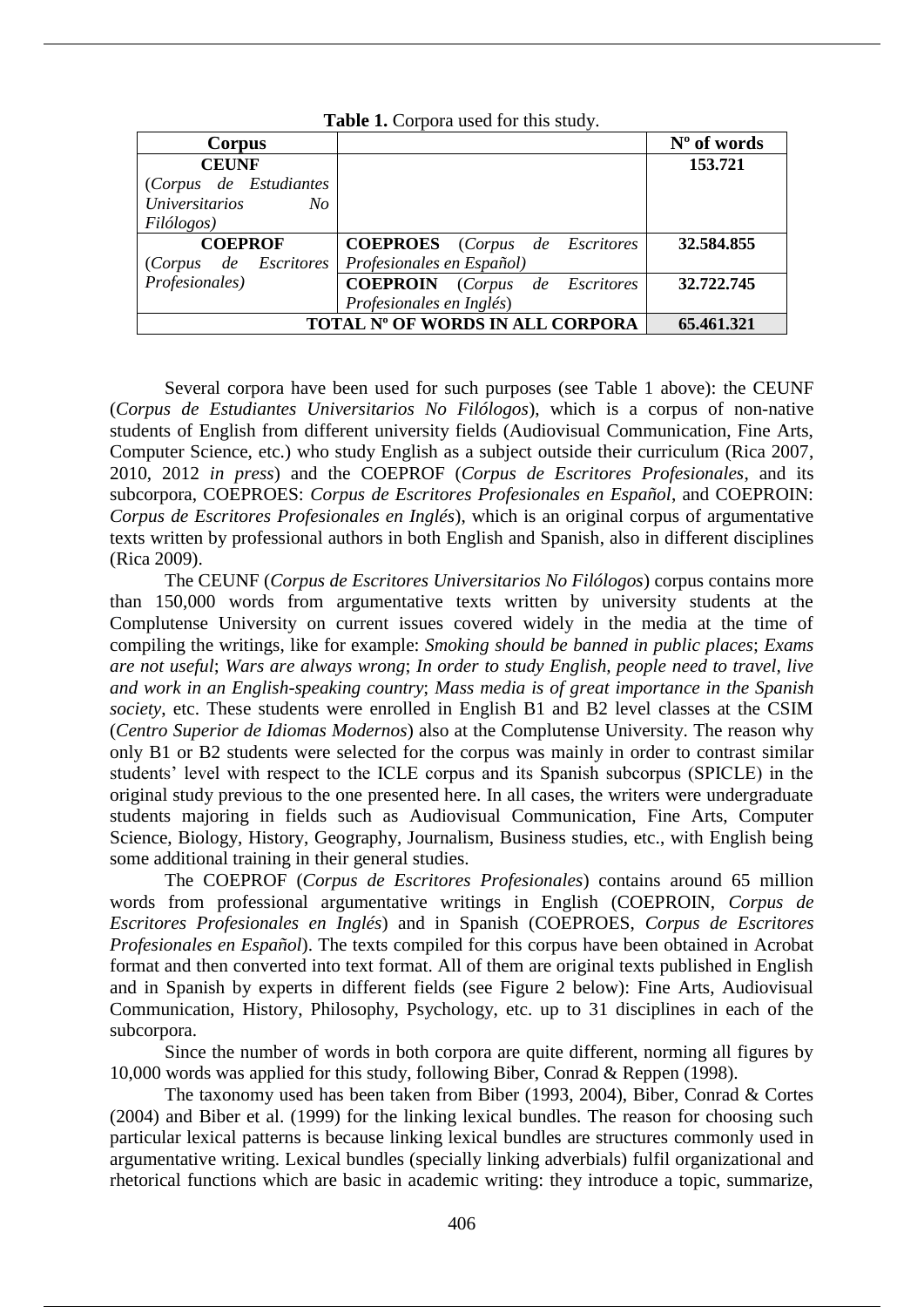**Table 1.** Corpora used for this study.

| Corpus | | Nº of words |
|---|---|---|
| **CEUNF** (*Corpus de Estudiantes Universitarios No Filólogos*) | | **153.721** |
| **COEPROF** (*Corpus de Escritores Profesionales*) | **COEPROES** (*Corpus de Escritores Profesionales en Español*) | **32.584.855** |
| | **COEPROIN** (*Corpus de Escritores Profesionales en Inglés*) | **32.722.745** |
| **TOTAL Nº OF WORDS IN ALL CORPORA** | | **65.461.321** |

Several corpora have been used for such purposes (see Table 1 above): the CEUNF (*Corpus de Estudiantes Universitarios No Filólogos*), which is a corpus of non-native students of English from different university fields (Audiovisual Communication, Fine Arts, Computer Science, etc.) who study English as a subject outside their curriculum (Rica 2007, 2010, 2012 *in press*) and the COEPROF (*Corpus de Escritores Profesionales*, and its subcorpora, COEPROES: *Corpus de Escritores Profesionales en Español*, and COEPROIN: *Corpus de Escritores Profesionales en Inglés*), which is an original corpus of argumentative texts written by professional authors in both English and Spanish, also in different disciplines (Rica 2009).

The CEUNF (*Corpus de Escritores Universitarios No Filólogos*) corpus contains more than 150,000 words from argumentative texts written by university students at the Complutense University on current issues covered widely in the media at the time of compiling the writings, like for example: *Smoking should be banned in public places*; *Exams are not useful*; *Wars are always wrong*; *In order to study English, people need to travel, live and work in an English-speaking country*; *Mass media is of great importance in the Spanish society*, etc. These students were enrolled in English B1 and B2 level classes at the CSIM (*Centro Superior de Idiomas Modernos*) also at the Complutense University. The reason why only B1 or B2 students were selected for the corpus was mainly in order to contrast similar students' level with respect to the ICLE corpus and its Spanish subcorpus (SPICLE) in the original study previous to the one presented here. In all cases, the writers were undergraduate students majoring in fields such as Audiovisual Communication, Fine Arts, Computer Science, Biology, History, Geography, Journalism, Business studies, etc., with English being some additional training in their general studies.

The COEPROF (*Corpus de Escritores Profesionales*) contains around 65 million words from professional argumentative writings in English (COEPROIN, *Corpus de Escritores Profesionales en Inglés*) and in Spanish (COEPROES, *Corpus de Escritores Profesionales en Español*). The texts compiled for this corpus have been obtained in Acrobat format and then converted into text format. All of them are original texts published in English and in Spanish by experts in different fields (see Figure 2 below): Fine Arts, Audiovisual Communication, History, Philosophy, Psychology, etc. up to 31 disciplines in each of the subcorpora.

Since the number of words in both corpora are quite different, norming all figures by 10,000 words was applied for this study, following Biber, Conrad & Reppen (1998).

The taxonomy used has been taken from Biber (1993, 2004), Biber, Conrad & Cortes (2004) and Biber et al. (1999) for the linking lexical bundles. The reason for choosing such particular lexical patterns is because linking lexical bundles are structures commonly used in argumentative writing. Lexical bundles (specially linking adverbials) fulfil organizational and rhetorical functions which are basic in academic writing: they introduce a topic, summarize,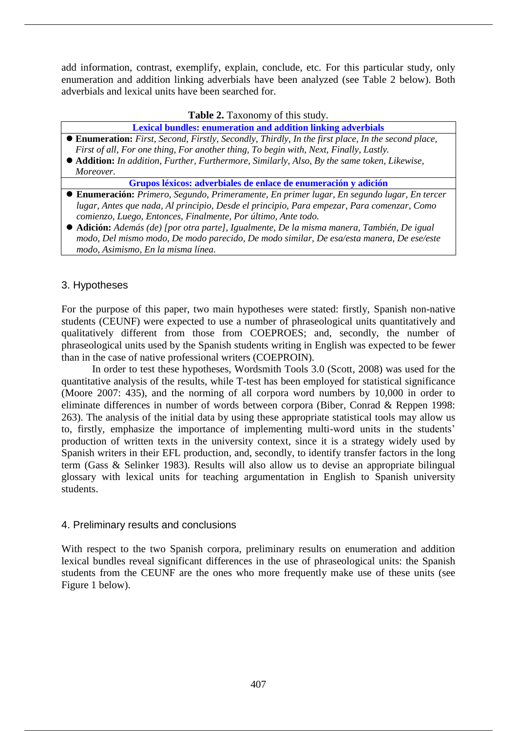add information, contrast, exemplify, explain, conclude, etc. For this particular study, only enumeration and addition linking adverbials have been analyzed (see Table 2 below). Both adverbials and lexical units have been searched for.

**Table 2.** Taxonomy of this study.

| **Lexical bundles: enumeration and addition linking adverbials** |
|---|
| ● **Enumeration:** *First, Second, Firstly, Secondly, Thirdly, In the first place, In the second place, First of all, For one thing, For another thing, To begin with, Next, Finally, Lastly.* <br> ● **Addition:** *In addition, Further, Furthermore, Similarly, Also, By the same token, Likewise, Moreover.* |
| **Grupos léxicos: adverbiales de enlace de enumeración y adición** |
| ● **Enumeración:** *Primero, Segundo, Primeramente, En primer lugar, En segundo lugar, En tercer lugar, Antes que nada, Al principio, Desde el principio, Para empezar, Para comenzar, Como comienzo, Luego, Entonces, Finalmente, Por último, Ante todo.* <br> ● **Adición:** *Además (de) [por otra parte], Igualmente, De la misma manera, También, De igual modo, Del mismo modo, De modo parecido, De modo similar, De esa/esta manera, De ese/este modo, Asimismo, En la misma línea.* |

## 3. Hypotheses

For the purpose of this paper, two main hypotheses were stated: firstly, Spanish non-native students (CEUNF) were expected to use a number of phraseological units quantitatively and qualitatively different from those from COEPROES; and, secondly, the number of phraseological units used by the Spanish students writing in English was expected to be fewer than in the case of native professional writers (COEPROIN).

In order to test these hypotheses, Wordsmith Tools 3.0 (Scott, 2008) was used for the quantitative analysis of the results, while T-test has been employed for statistical significance (Moore 2007: 435), and the norming of all corpora word numbers by 10,000 in order to eliminate differences in number of words between corpora (Biber, Conrad & Reppen 1998: 263). The analysis of the initial data by using these appropriate statistical tools may allow us to, firstly, emphasize the importance of implementing multi-word units in the students' production of written texts in the university context, since it is a strategy widely used by Spanish writers in their EFL production, and, secondly, to identify transfer factors in the long term (Gass & Selinker 1983). Results will also allow us to devise an appropriate bilingual glossary with lexical units for teaching argumentation in English to Spanish university students.

## 4. Preliminary results and conclusions

With respect to the two Spanish corpora, preliminary results on enumeration and addition lexical bundles reveal significant differences in the use of phraseological units: the Spanish students from the CEUNF are the ones who more frequently make use of these units (see Figure 1 below).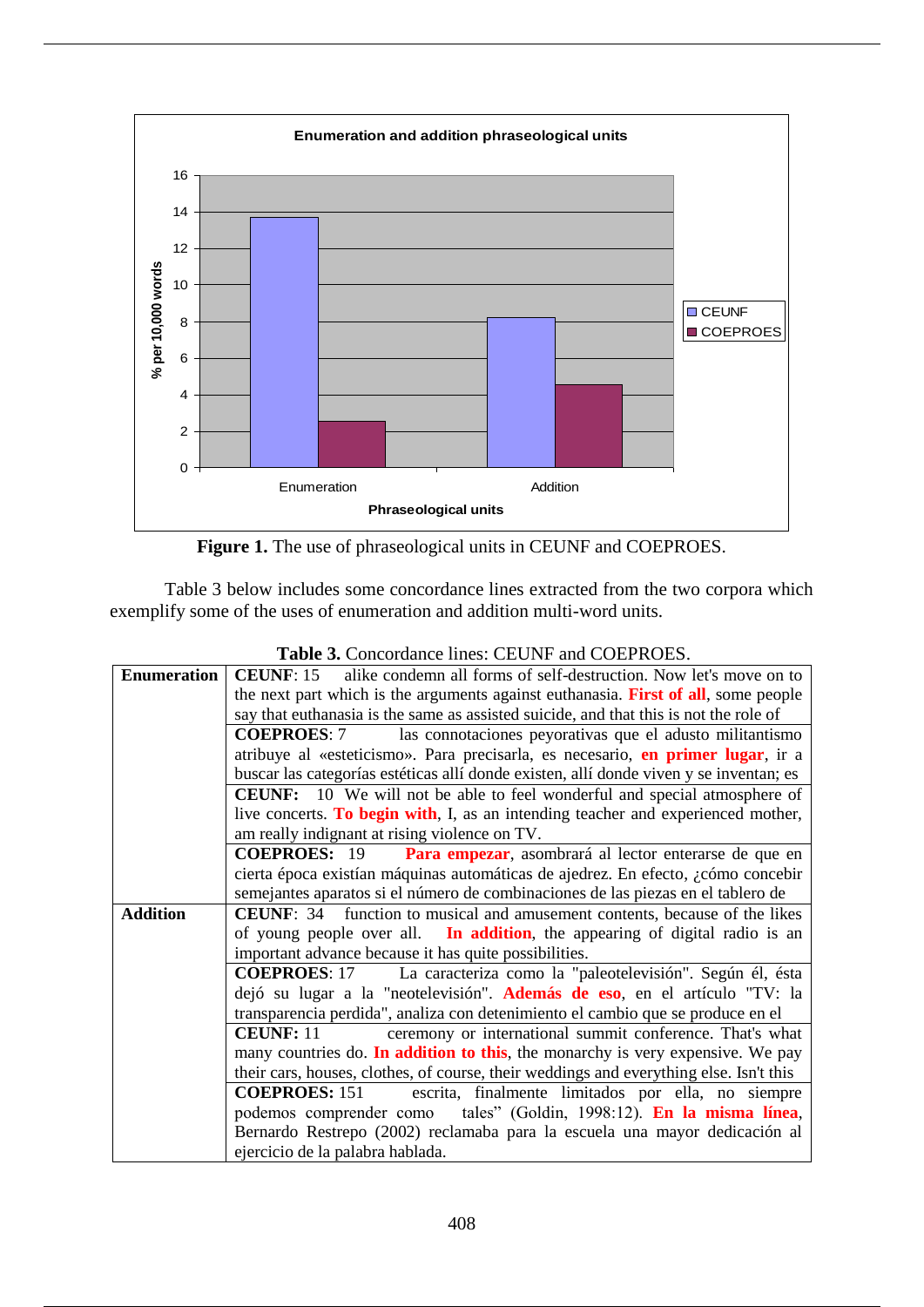**Figure 1.** The use of phraseological units in CEUNF and COEPROES.

Table 3 below includes some concordance lines extracted from the two corpora which exemplify some of the uses of enumeration and addition multi-word units.

**Table 3.** Concordance lines: CEUNF and COEPROES.

| | |
|---|---|
| **Enumeration** | **CEUNF**: 15 alike condemn all forms of self-destruction. Now let's move on to the next part which is the arguments against euthanasia. **First of all**, some people say that euthanasia is the same as assisted suicide, and that this is not the role of |
| | **COEPROES**: 7 las connotaciones peyorativas que el adusto militantismo atribuye al «esteticismo». Para precisarla, es necesario, **en primer lugar**, ir a buscar las categorías estéticas allí donde existen, allí donde viven y se inventan; es |
| | **CEUNF:** 10 We will not be able to feel wonderful and special atmosphere of live concerts. **To begin with**, I, as an intending teacher and experienced mother, am really indignant at rising violence on TV. |
| | **COEPROES:** 19 **Para empezar**, asombrará al lector enterarse de que en cierta época existían máquinas automáticas de ajedrez. En efecto, ¿cómo concebir semejantes aparatos si el número de combinaciones de las piezas en el tablero de |
| **Addition** | **CEUNF**: 34 function to musical and amusement contents, because of the likes of young people over all. **In addition**, the appearing of digital radio is an important advance because it has quite possibilities. |
| | **COEPROES**: 17 La caracteriza como la "paleotelevisión". Según él, ésta dejó su lugar a la "neotelevisión". **Además de eso**, en el artículo "TV: la transparencia perdida", analiza con detenimiento el cambio que se produce en el |
| | **CEUNF:** 11 ceremony or international summit conference. That's what many countries do. **In addition to this**, the monarchy is very expensive. We pay their cars, houses, clothes, of course, their weddings and everything else. Isn't this |
| | **COEPROES:** 151 escrita, finalmente limitados por ella, no siempre podemos comprender como tales" (Goldin, 1998:12). **En la misma línea**, Bernardo Restrepo (2002) reclamaba para la escuela una mayor dedicación al ejercicio de la palabra hablada. |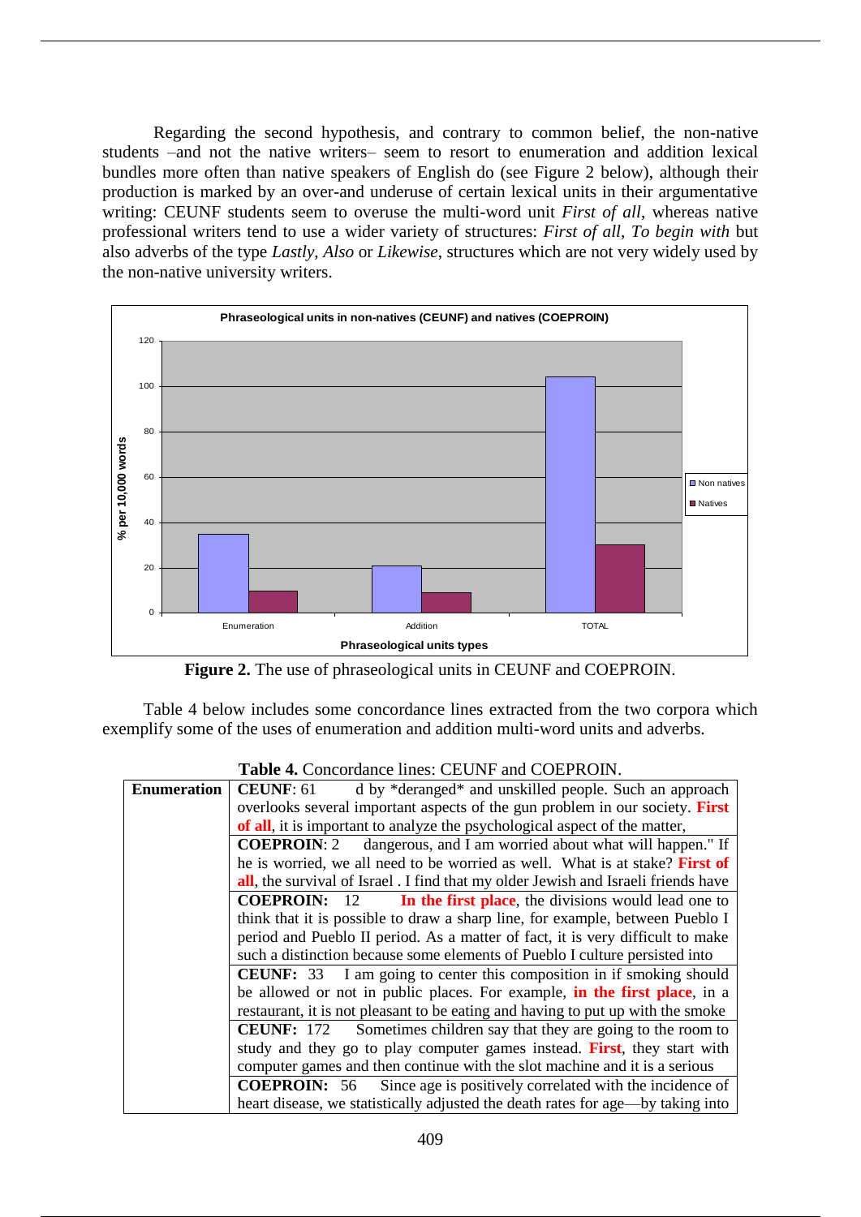Regarding the second hypothesis, and contrary to common belief, the non-native students –and not the native writers– seem to resort to enumeration and addition lexical bundles more often than native speakers of English do (see Figure 2 below), although their production is marked by an over-and underuse of certain lexical units in their argumentative writing: CEUNF students seem to overuse the multi-word unit *First of all*, whereas native professional writers tend to use a wider variety of structures: *First of all*, *To begin with* but also adverbs of the type *Lastly*, *Also* or *Likewise*, structures which are not very widely used by the non-native university writers.

**Figure 2.** The use of phraseological units in CEUNF and COEPROIN.

Table 4 below includes some concordance lines extracted from the two corpora which exemplify some of the uses of enumeration and addition multi-word units and adverbs.

**Table 4.** Concordance lines: CEUNF and COEPROIN.

| | |
|---|---|
| **Enumeration** | **CEUNF**: 61 d by *deranged* and unskilled people. Such an approach overlooks several important aspects of the gun problem in our society. **First of all**, it is important to analyze the psychological aspect of the matter, |
| | **COEPROIN**: 2 dangerous, and I am worried about what will happen." If he is worried, we all need to be worried as well. What is at stake? **First of all**, the survival of Israel . I find that my older Jewish and Israeli friends have |
| | **COEPROIN:** 12 **In the first place**, the divisions would lead one to think that it is possible to draw a sharp line, for example, between Pueblo I period and Pueblo II period. As a matter of fact, it is very difficult to make such a distinction because some elements of Pueblo I culture persisted into |
| | **CEUNF:** 33 I am going to center this composition in if smoking should be allowed or not in public places. For example, **in the first place**, in a restaurant, it is not pleasant to be eating and having to put up with the smoke |
| | **CEUNF:** 172 Sometimes children say that they are going to the room to study and they go to play computer games instead. **First**, they start with computer games and then continue with the slot machine and it is a serious |
| | **COEPROIN:** 56 Since age is positively correlated with the incidence of heart disease, we statistically adjusted the death rates for age—by taking into |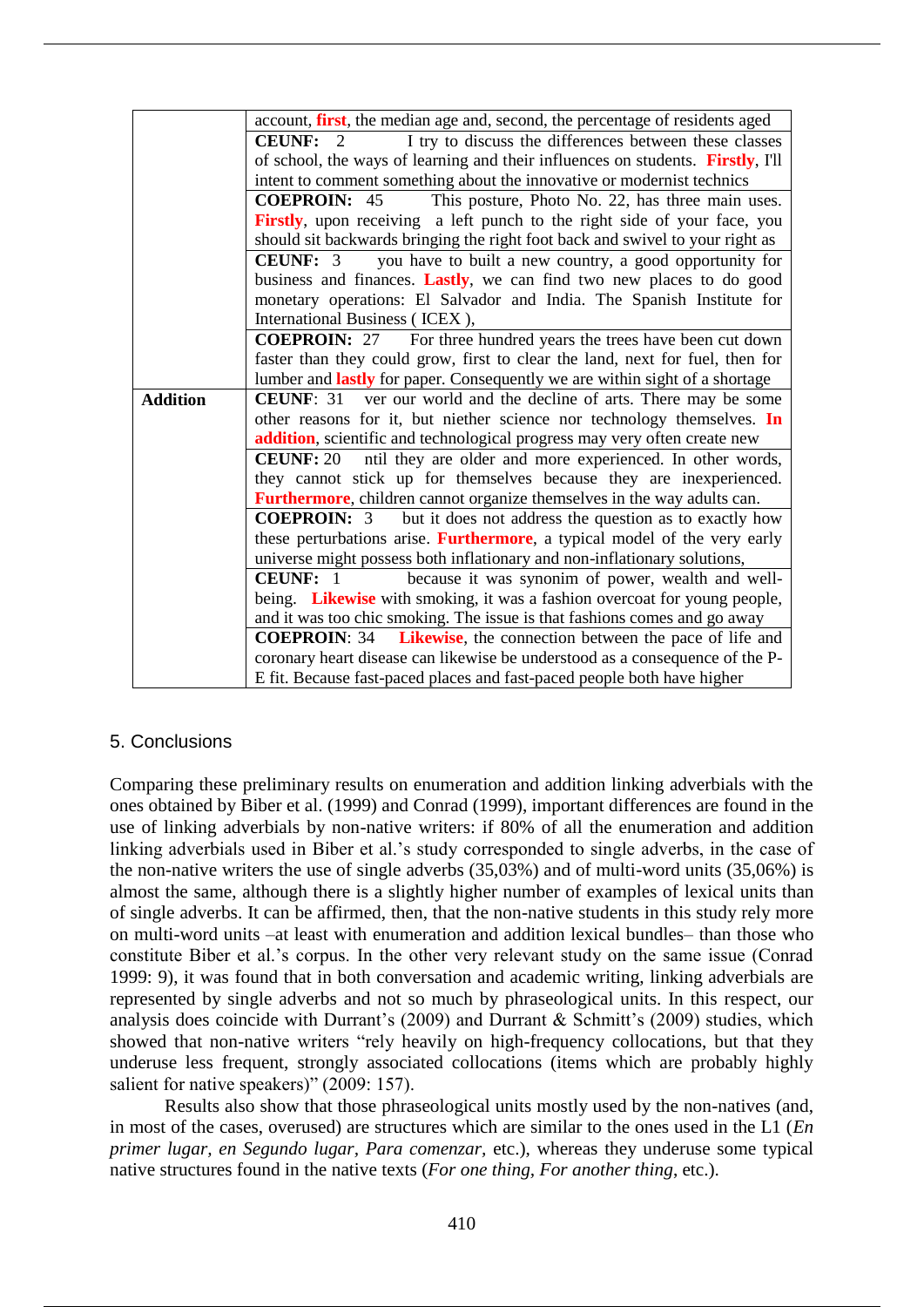| | |
|---|---|
| | account, **first**, the median age and, second, the percentage of residents aged |
| | **CEUNF:** 2 I try to discuss the differences between these classes of school, the ways of learning and their influences on students. **Firstly**, I'll intent to comment something about the innovative or modernist technics |
| | **COEPROIN:** 45 This posture, Photo No. 22, has three main uses. **Firstly**, upon receiving a left punch to the right side of your face, you should sit backwards bringing the right foot back and swivel to your right as |
| | **CEUNF:** 3 you have to built a new country, a good opportunity for business and finances. **Lastly**, we can find two new places to do good monetary operations: El Salvador and India. The Spanish Institute for International Business ( ICEX ), |
| | **COEPROIN:** 27 For three hundred years the trees have been cut down faster than they could grow, first to clear the land, next for fuel, then for lumber and **lastly** for paper. Consequently we are within sight of a shortage |
| **Addition** | **CEUNF**: 31 ver our world and the decline of arts. There may be some other reasons for it, but niether science nor technology themselves. **In addition**, scientific and technological progress may very often create new |
| | **CEUNF:** 20 ntil they are older and more experienced. In other words, they cannot stick up for themselves because they are inexperienced. **Furthermore**, children cannot organize themselves in the way adults can. |
| | **COEPROIN:** 3 but it does not address the question as to exactly how these perturbations arise. **Furthermore**, a typical model of the very early universe might possess both inflationary and non-inflationary solutions, |
| | **CEUNF:** 1 because it was synonim of power, wealth and well-being. **Likewise** with smoking, it was a fashion overcoat for young people, and it was too chic smoking. The issue is that fashions comes and go away |
| | **COEPROIN**: 34 **Likewise**, the connection between the pace of life and coronary heart disease can likewise be understood as a consequence of the P-E fit. Because fast-paced places and fast-paced people both have higher |

## 5. Conclusions

Comparing these preliminary results on enumeration and addition linking adverbials with the ones obtained by Biber et al. (1999) and Conrad (1999), important differences are found in the use of linking adverbials by non-native writers: if 80% of all the enumeration and addition linking adverbials used in Biber et al.'s study corresponded to single adverbs, in the case of the non-native writers the use of single adverbs (35,03%) and of multi-word units (35,06%) is almost the same, although there is a slightly higher number of examples of lexical units than of single adverbs. It can be affirmed, then, that the non-native students in this study rely more on multi-word units –at least with enumeration and addition lexical bundles– than those who constitute Biber et al.'s corpus. In the other very relevant study on the same issue (Conrad 1999: 9), it was found that in both conversation and academic writing, linking adverbials are represented by single adverbs and not so much by phraseological units. In this respect, our analysis does coincide with Durrant's (2009) and Durrant & Schmitt's (2009) studies, which showed that non-native writers "rely heavily on high-frequency collocations, but that they underuse less frequent, strongly associated collocations (items which are probably highly salient for native speakers)" (2009: 157).

Results also show that those phraseological units mostly used by the non-natives (and, in most of the cases, overused) are structures which are similar to the ones used in the L1 (*En primer lugar, en Segundo lugar, Para comenzar*, etc.), whereas they underuse some typical native structures found in the native texts (*For one thing, For another thing*, etc.).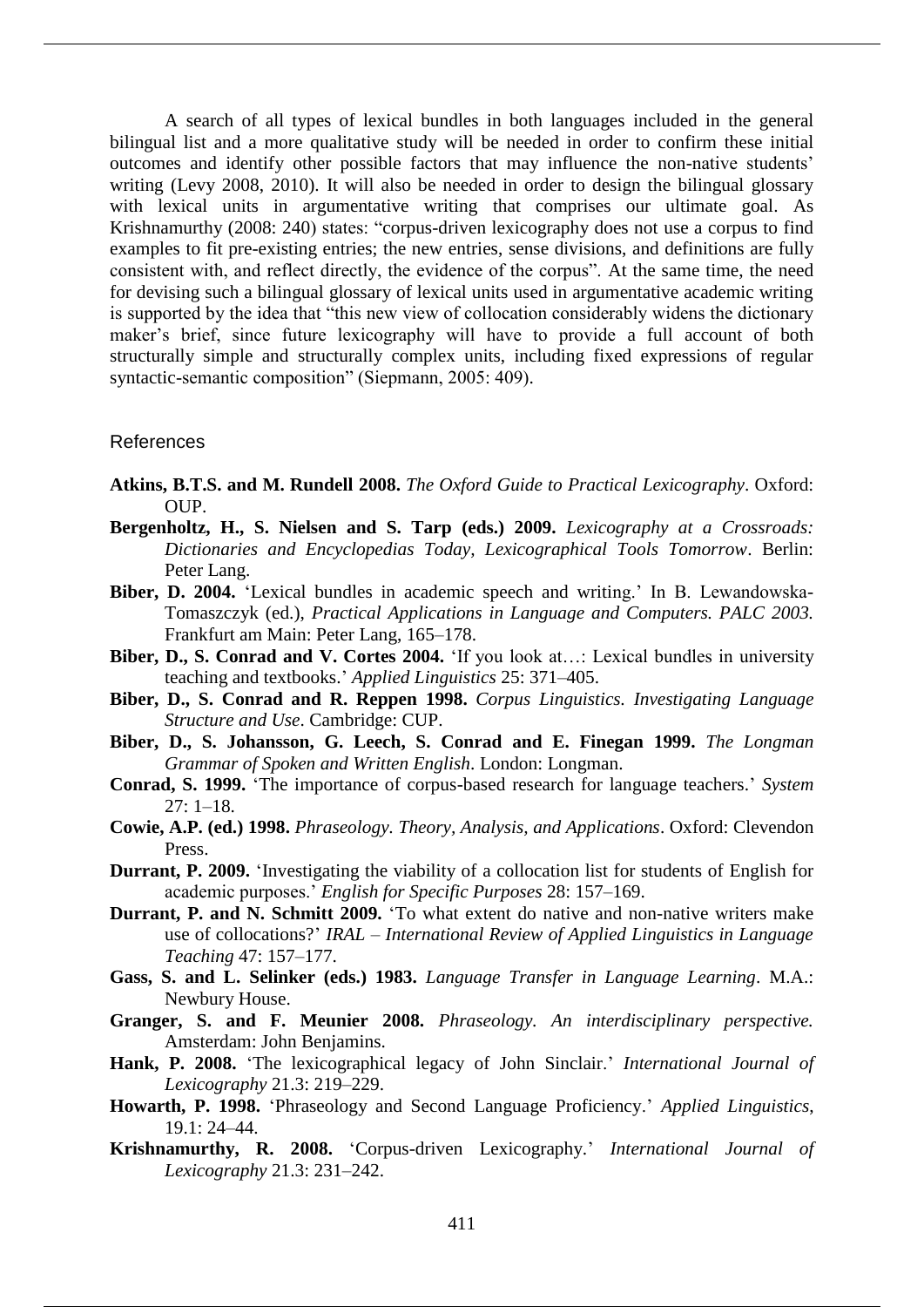A search of all types of lexical bundles in both languages included in the general bilingual list and a more qualitative study will be needed in order to confirm these initial outcomes and identify other possible factors that may influence the non-native students' writing (Levy 2008, 2010). It will also be needed in order to design the bilingual glossary with lexical units in argumentative writing that comprises our ultimate goal. As Krishnamurthy (2008: 240) states: "corpus-driven lexicography does not use a corpus to find examples to fit pre-existing entries; the new entries, sense divisions, and definitions are fully consistent with, and reflect directly, the evidence of the corpus". At the same time, the need for devising such a bilingual glossary of lexical units used in argumentative academic writing is supported by the idea that "this new view of collocation considerably widens the dictionary maker's brief, since future lexicography will have to provide a full account of both structurally simple and structurally complex units, including fixed expressions of regular syntactic-semantic composition" (Siepmann, 2005: 409).

## References

**Atkins, B.T.S. and M. Rundell 2008.** *The Oxford Guide to Practical Lexicography*. Oxford: OUP.

**Bergenholtz, H., S. Nielsen and S. Tarp (eds.) 2009.** *Lexicography at a Crossroads: Dictionaries and Encyclopedias Today, Lexicographical Tools Tomorrow*. Berlin: Peter Lang.

**Biber, D. 2004.** 'Lexical bundles in academic speech and writing.' In B. Lewandowska-Tomaszczyk (ed.), *Practical Applications in Language and Computers. PALC 2003.* Frankfurt am Main: Peter Lang, 165–178.

**Biber, D., S. Conrad and V. Cortes 2004.** 'If you look at…: Lexical bundles in university teaching and textbooks.' *Applied Linguistics* 25: 371–405.

**Biber, D., S. Conrad and R. Reppen 1998.** *Corpus Linguistics. Investigating Language Structure and Use*. Cambridge: CUP.

**Biber, D., S. Johansson, G. Leech, S. Conrad and E. Finegan 1999.** *The Longman Grammar of Spoken and Written English*. London: Longman.

**Conrad, S. 1999.** 'The importance of corpus-based research for language teachers.' *System* 27: 1–18.

**Cowie, A.P. (ed.) 1998.** *Phraseology. Theory, Analysis, and Applications*. Oxford: Clevendon Press.

**Durrant, P. 2009.** 'Investigating the viability of a collocation list for students of English for academic purposes.' *English for Specific Purposes* 28: 157–169.

**Durrant, P. and N. Schmitt 2009.** 'To what extent do native and non-native writers make use of collocations?' *IRAL – International Review of Applied Linguistics in Language Teaching* 47: 157–177.

**Gass, S. and L. Selinker (eds.) 1983.** *Language Transfer in Language Learning*. M.A.: Newbury House.

**Granger, S. and F. Meunier 2008.** *Phraseology. An interdisciplinary perspective.* Amsterdam: John Benjamins.

**Hank, P. 2008.** 'The lexicographical legacy of John Sinclair.' *International Journal of Lexicography* 21.3: 219–229.

**Howarth, P. 1998.** 'Phraseology and Second Language Proficiency.' *Applied Linguistics*, 19.1: 24–44.

**Krishnamurthy, R. 2008.** 'Corpus-driven Lexicography.' *International Journal of Lexicography* 21.3: 231–242.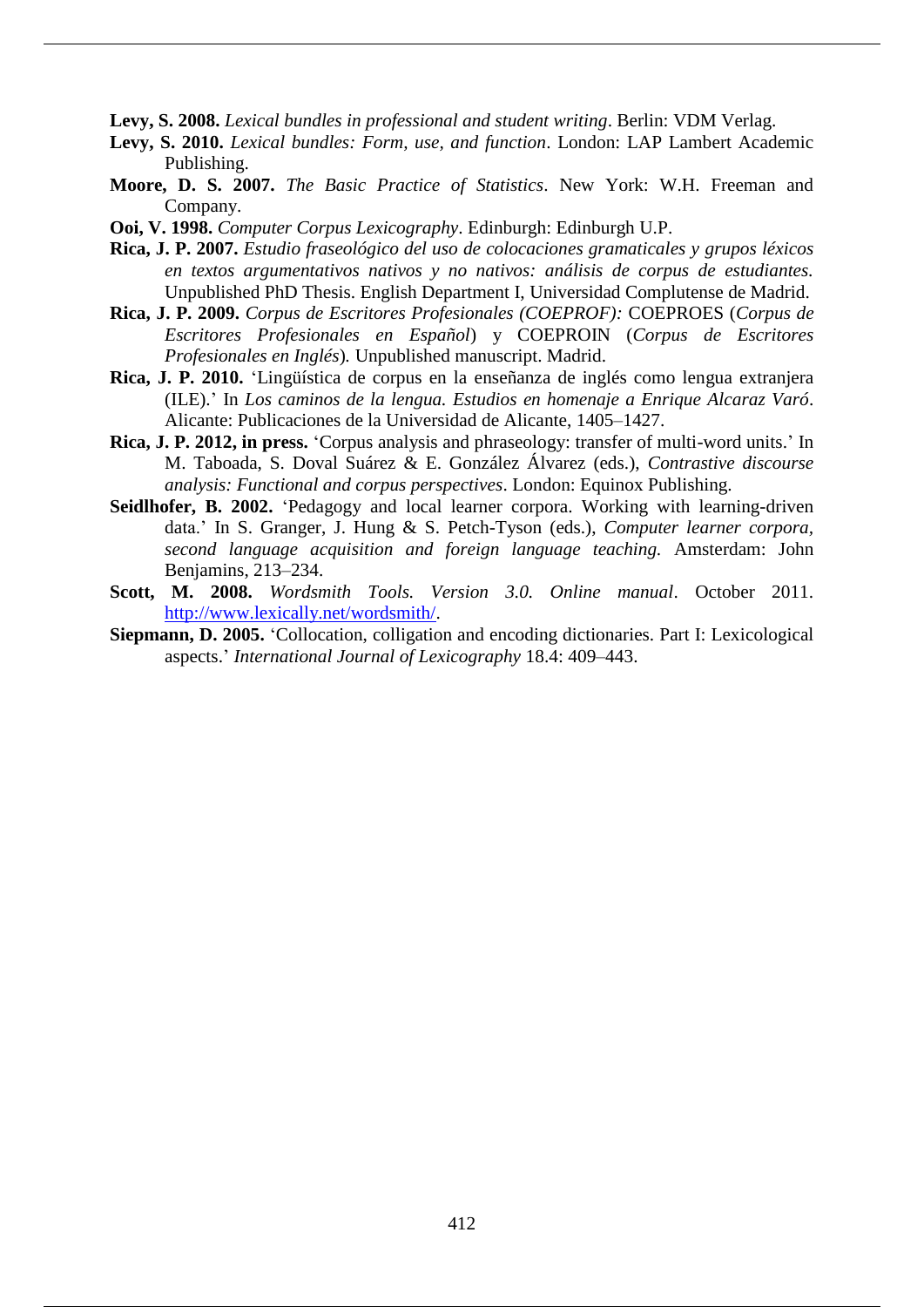**Levy, S. 2008.** *Lexical bundles in professional and student writing*. Berlin: VDM Verlag.

**Levy, S. 2010.** *Lexical bundles: Form, use, and function*. London: LAP Lambert Academic Publishing.

**Moore, D. S. 2007.** *The Basic Practice of Statistics*. New York: W.H. Freeman and Company.

**Ooi, V. 1998.** *Computer Corpus Lexicography*. Edinburgh: Edinburgh U.P.

**Rica, J. P. 2007.** *Estudio fraseológico del uso de colocaciones gramaticales y grupos léxicos en textos argumentativos nativos y no nativos: análisis de corpus de estudiantes.* Unpublished PhD Thesis. English Department I, Universidad Complutense de Madrid.

**Rica, J. P. 2009.** *Corpus de Escritores Profesionales (COEPROF):* COEPROES (*Corpus de Escritores Profesionales en Español*) y COEPROIN (*Corpus de Escritores Profesionales en Inglés*)*.* Unpublished manuscript. Madrid.

**Rica, J. P. 2010.** 'Lingüística de corpus en la enseñanza de inglés como lengua extranjera (ILE).' In *Los caminos de la lengua. Estudios en homenaje a Enrique Alcaraz Varó*. Alicante: Publicaciones de la Universidad de Alicante, 1405–1427.

**Rica, J. P. 2012, in press.** 'Corpus analysis and phraseology: transfer of multi-word units.' In M. Taboada, S. Doval Suárez & E. González Álvarez (eds.), *Contrastive discourse analysis: Functional and corpus perspectives*. London: Equinox Publishing.

**Seidlhofer, B. 2002.** 'Pedagogy and local learner corpora. Working with learning-driven data.' In S. Granger, J. Hung & S. Petch-Tyson (eds.), *Computer learner corpora, second language acquisition and foreign language teaching.* Amsterdam: John Benjamins, 213–234.

**Scott, M. 2008.** *Wordsmith Tools. Version 3.0. Online manual*. October 2011. http://www.lexically.net/wordsmith/.

**Siepmann, D. 2005.** 'Collocation, colligation and encoding dictionaries. Part I: Lexicological aspects.' *International Journal of Lexicography* 18.4: 409–443.